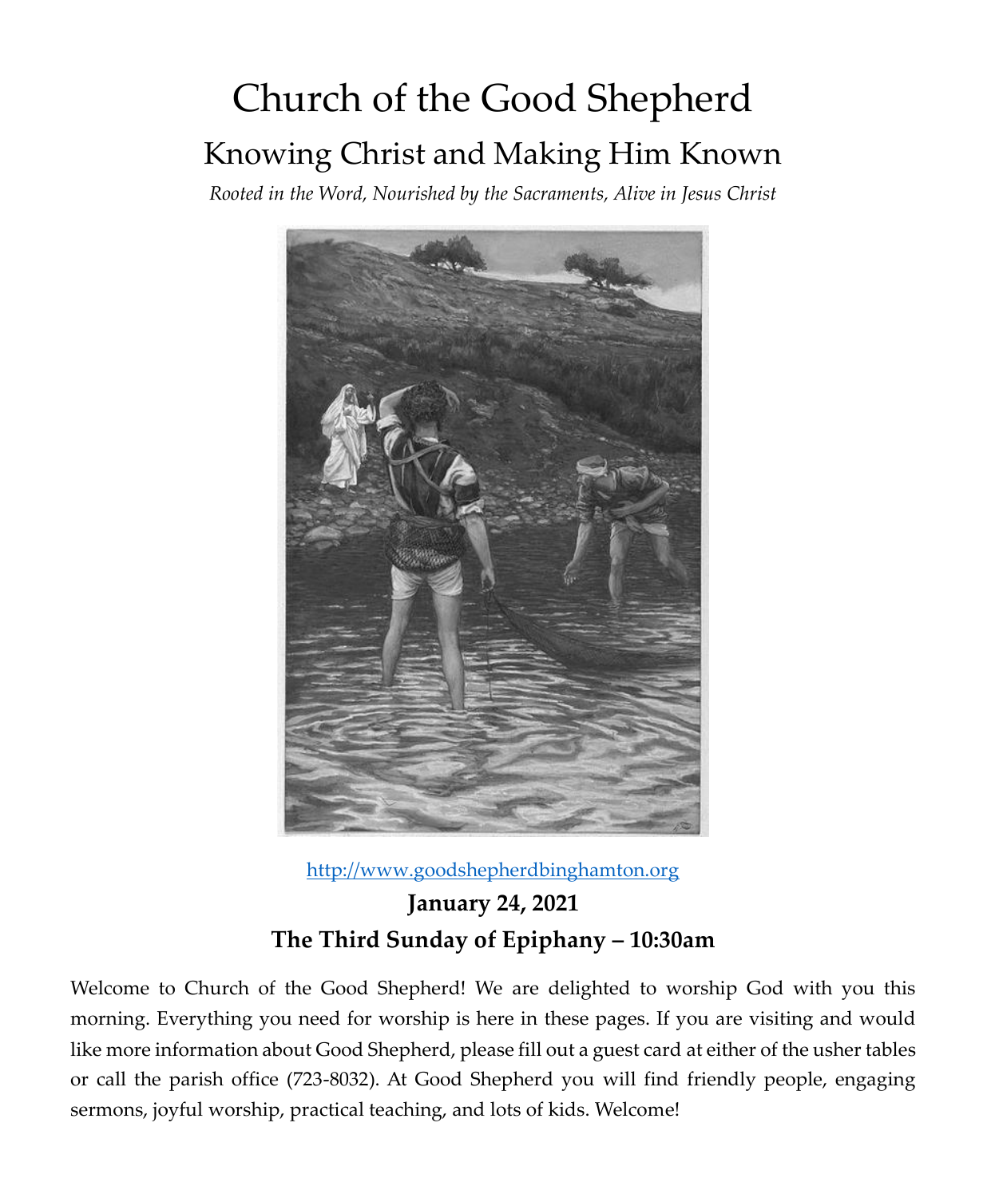# Church of the Good Shepherd

## Knowing Christ and Making Him Known

*Rooted in the Word, Nourished by the Sacraments, Alive in Jesus Christ*

http://www.goodshepherdbinghamton.org

**January 24, 2021**

**The Third Sunday of Epiphany – 10:30am**

Welcome to Church of the Good Shepherd! We are delighted to worship God with you this morning. Everything you need for worship is here in these pages. If you are visiting and would like more information about Good Shepherd, please fill out a guest card at either of the usher tables or call the parish office (723-8032). At Good Shepherd you will find friendly people, engaging sermons, joyful worship, practical teaching, and lots of kids. Welcome!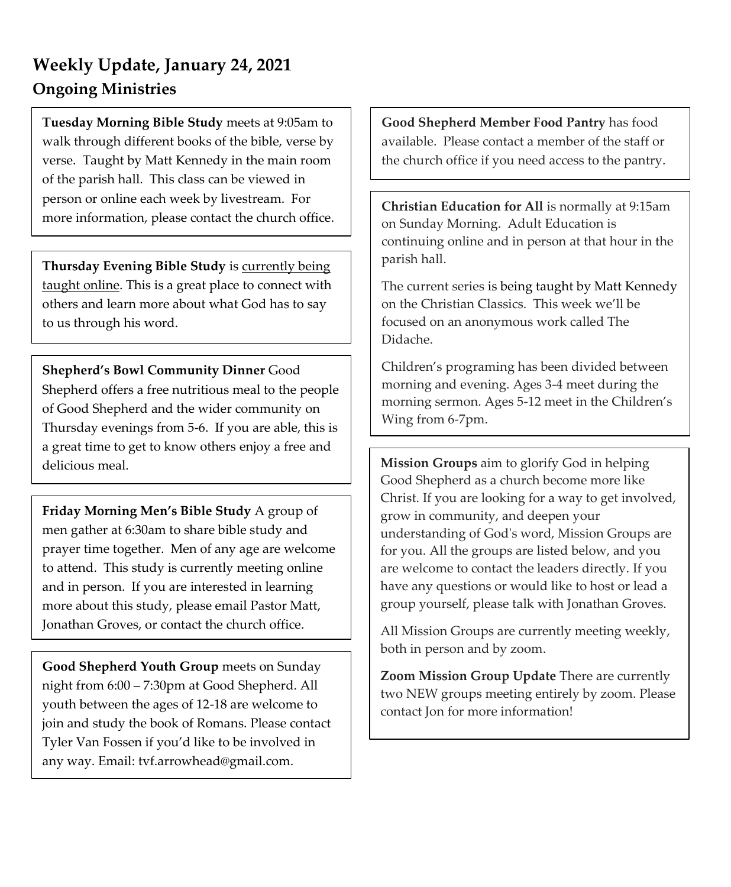# Weekly Update, January 24, 2021

## Ongoing Ministries

**Tuesday Morning Bible Study** meets at 9:05am to walk through different books of the bible, verse by verse. Taught by Matt Kennedy in the main room of the parish hall. This class can be viewed in person or online each week by livestream. For more information, please contact the church office.

**Thursday Evening Bible Study** is currently being taught online. This is a great place to connect with others and learn more about what God has to say to us through his word.

**Shepherd's Bowl Community Dinner** Good Shepherd offers a free nutritious meal to the people of Good Shepherd and the wider community on Thursday evenings from 5-6. If you are able, this is a great time to get to know others enjoy a free and delicious meal.

**Friday Morning Men's Bible Study** A group of men gather at 6:30am to share bible study and prayer time together. Men of any age are welcome to attend. This study is currently meeting online and in person. If you are interested in learning more about this study, please email Pastor Matt, Jonathan Groves, or contact the church office.

**Good Shepherd Youth Group** meets on Sunday night from 6:00 – 7:30pm at Good Shepherd. All youth between the ages of 12-18 are welcome to join and study the book of Romans. Please contact Tyler Van Fossen if you'd like to be involved in any way. Email: tvf.arrowhead@gmail.com.

**Good Shepherd Member Food Pantry** has food available. Please contact a member of the staff or the church office if you need access to the pantry.

**Christian Education for All** is normally at 9:15am on Sunday Morning. Adult Education is continuing online and in person at that hour in the parish hall.

The current series is being taught by Matt Kennedy on the Christian Classics. This week we'll be focused on an anonymous work called The Didache.

Children's programing has been divided between morning and evening. Ages 3-4 meet during the morning sermon. Ages 5-12 meet in the Children's Wing from 6-7pm.

**Mission Groups** aim to glorify God in helping Good Shepherd as a church become more like Christ. If you are looking for a way to get involved, grow in community, and deepen your understanding of God's word, Mission Groups are for you. All the groups are listed below, and you are welcome to contact the leaders directly. If you have any questions or would like to host or lead a group yourself, please talk with Jonathan Groves.

All Mission Groups are currently meeting weekly, both in person and by zoom.

**Zoom Mission Group Update** There are currently two NEW groups meeting entirely by zoom. Please contact Jon for more information!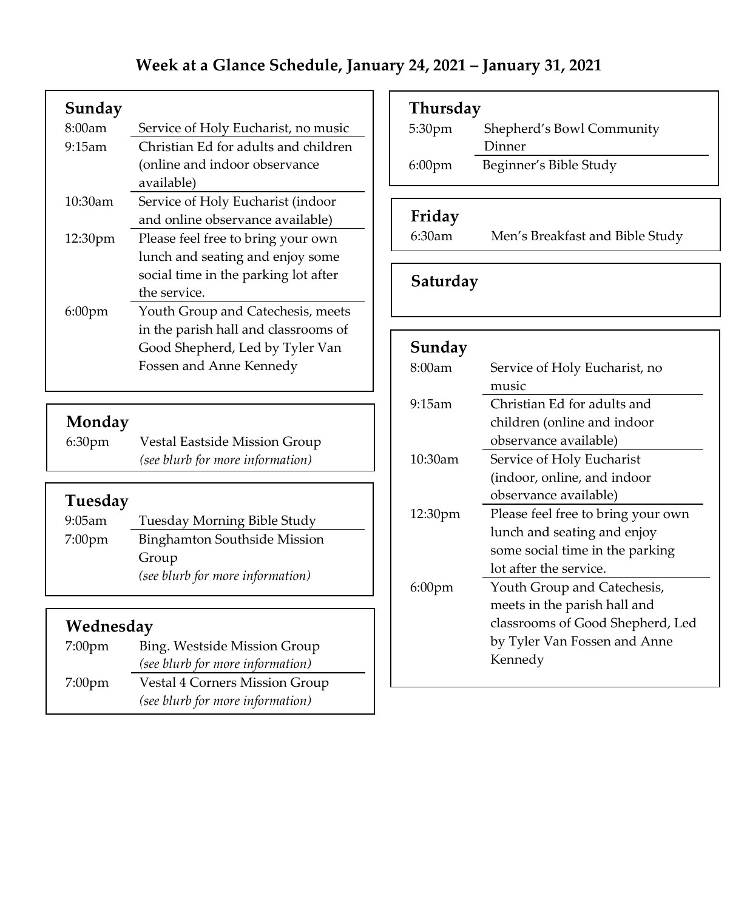# Week at a Glance Schedule, January 24, 2021 – January 31, 2021

## Sunday

| | |
|---|---|
| 8:00am | Service of Holy Eucharist, no music |
| 9:15am | Christian Ed for adults and children (online and indoor observance available) |
| 10:30am | Service of Holy Eucharist (indoor and online observance available) |
| 12:30pm | Please feel free to bring your own lunch and seating and enjoy some social time in the parking lot after the service. |
| 6:00pm | Youth Group and Catechesis, meets in the parish hall and classrooms of Good Shepherd, Led by Tyler Van Fossen and Anne Kennedy |

## Monday

| | |
|---|---|
| 6:30pm | Vestal Eastside Mission Group *(see blurb for more information)* |

## Tuesday

| | |
|---|---|
| 9:05am | Tuesday Morning Bible Study |
| 7:00pm | Binghamton Southside Mission Group *(see blurb for more information)* |

## Wednesday

| | |
|---|---|
| 7:00pm | Bing. Westside Mission Group *(see blurb for more information)* |
| 7:00pm | Vestal 4 Corners Mission Group *(see blurb for more information)* |

## Thursday

| | |
|---|---|
| 5:30pm | Shepherd's Bowl Community Dinner |
| 6:00pm | Beginner's Bible Study |

## Friday

| | |
|---|---|
| 6:30am | Men's Breakfast and Bible Study |

## Saturday

## Sunday

| | |
|---|---|
| 8:00am | Service of Holy Eucharist, no music |
| 9:15am | Christian Ed for adults and children (online and indoor observance available) |
| 10:30am | Service of Holy Eucharist (indoor, online, and indoor observance available) |
| 12:30pm | Please feel free to bring your own lunch and seating and enjoy some social time in the parking lot after the service. |
| 6:00pm | Youth Group and Catechesis, meets in the parish hall and classrooms of Good Shepherd, Led by Tyler Van Fossen and Anne Kennedy |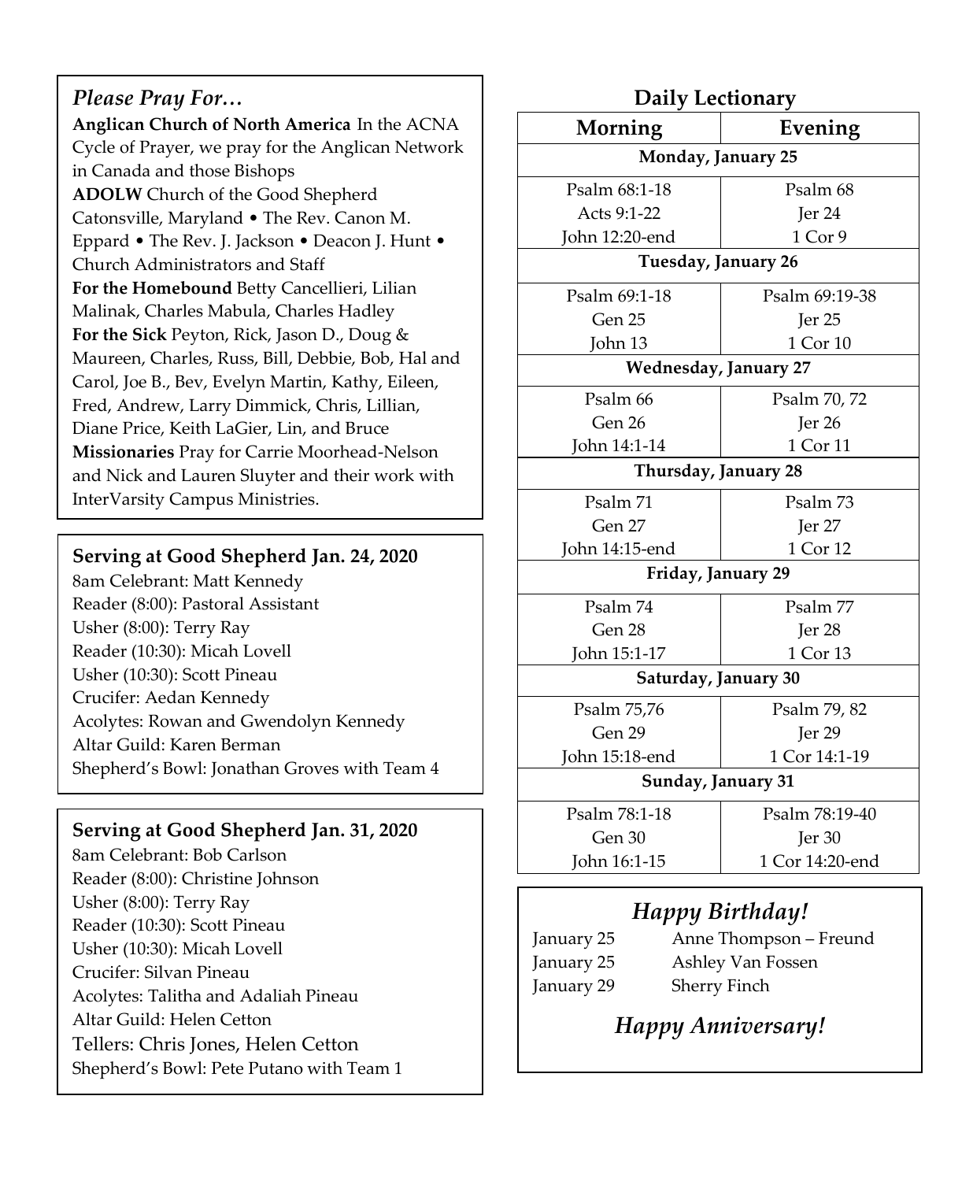## *Please Pray For…*

**Anglican Church of North America** In the ACNA Cycle of Prayer, we pray for the Anglican Network in Canada and those Bishops

**ADOLW** Church of the Good Shepherd Catonsville, Maryland • The Rev. Canon M. Eppard • The Rev. J. Jackson • Deacon J. Hunt • Church Administrators and Staff

**For the Homebound** Betty Cancellieri, Lilian Malinak, Charles Mabula, Charles Hadley

**For the Sick** Peyton, Rick, Jason D., Doug & Maureen, Charles, Russ, Bill, Debbie, Bob, Hal and Carol, Joe B., Bev, Evelyn Martin, Kathy, Eileen, Fred, Andrew, Larry Dimmick, Chris, Lillian, Diane Price, Keith LaGier, Lin, and Bruce

**Missionaries** Pray for Carrie Moorhead-Nelson and Nick and Lauren Sluyter and their work with InterVarsity Campus Ministries.

## Serving at Good Shepherd Jan. 24, 2020

8am Celebrant: Matt Kennedy
Reader (8:00): Pastoral Assistant
Usher (8:00): Terry Ray
Reader (10:30): Micah Lovell
Usher (10:30): Scott Pineau
Crucifer: Aedan Kennedy
Acolytes: Rowan and Gwendolyn Kennedy
Altar Guild: Karen Berman
Shepherd's Bowl: Jonathan Groves with Team 4

## Serving at Good Shepherd Jan. 31, 2020

8am Celebrant: Bob Carlson
Reader (8:00): Christine Johnson
Usher (8:00): Terry Ray
Reader (10:30): Scott Pineau
Usher (10:30): Micah Lovell
Crucifer: Silvan Pineau
Acolytes: Talitha and Adaliah Pineau
Altar Guild: Helen Cetton
Tellers: Chris Jones, Helen Cetton
Shepherd's Bowl: Pete Putano with Team 1

## Daily Lectionary

| Morning | Evening |
|---|---|
| **Monday, January 25** | |
| Psalm 68:1-18<br>Acts 9:1-22<br>John 12:20-end | Psalm 68<br>Jer 24<br>1 Cor 9 |
| **Tuesday, January 26** | |
| Psalm 69:1-18<br>Gen 25<br>John 13 | Psalm 69:19-38<br>Jer 25<br>1 Cor 10 |
| **Wednesday, January 27** | |
| Psalm 66<br>Gen 26<br>John 14:1-14 | Psalm 70, 72<br>Jer 26<br>1 Cor 11 |
| **Thursday, January 28** | |
| Psalm 71<br>Gen 27<br>John 14:15-end | Psalm 73<br>Jer 27<br>1 Cor 12 |
| **Friday, January 29** | |
| Psalm 74<br>Gen 28<br>John 15:1-17 | Psalm 77<br>Jer 28<br>1 Cor 13 |
| **Saturday, January 30** | |
| Psalm 75,76<br>Gen 29<br>John 15:18-end | Psalm 79, 82<br>Jer 29<br>1 Cor 14:1-19 |
| **Sunday, January 31** | |
| Psalm 78:1-18<br>Gen 30<br>John 16:1-15 | Psalm 78:19-40<br>Jer 30<br>1 Cor 14:20-end |

## *Happy Birthday!*

| | |
|---|---|
| January 25 | Anne Thompson – Freund |
| January 25 | Ashley Van Fossen |
| January 29 | Sherry Finch |

## *Happy Anniversary!*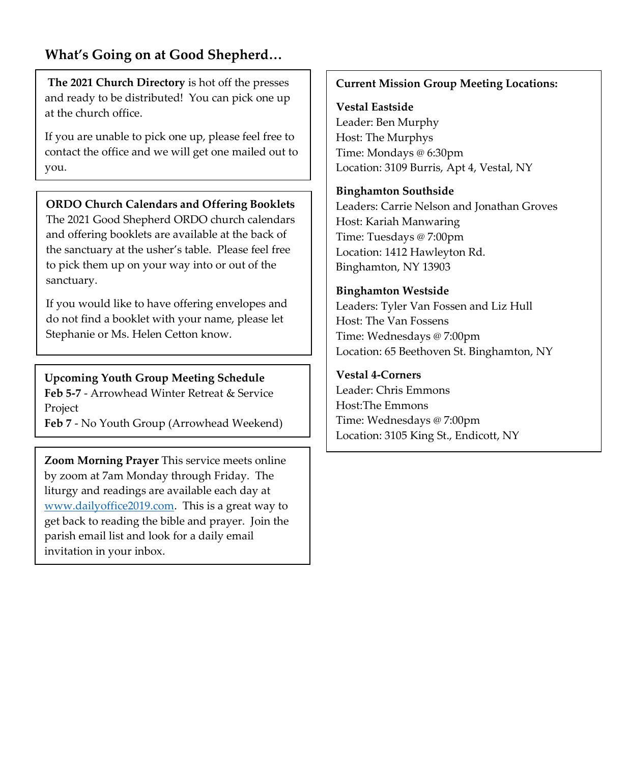## What's Going on at Good Shepherd…

**The 2021 Church Directory** is hot off the presses and ready to be distributed! You can pick one up at the church office.

If you are unable to pick one up, please feel free to contact the office and we will get one mailed out to you.

**ORDO Church Calendars and Offering Booklets**
The 2021 Good Shepherd ORDO church calendars and offering booklets are available at the back of the sanctuary at the usher's table. Please feel free to pick them up on your way into or out of the sanctuary.

If you would like to have offering envelopes and do not find a booklet with your name, please let Stephanie or Ms. Helen Cetton know.

**Upcoming Youth Group Meeting Schedule**
**Feb 5-7** - Arrowhead Winter Retreat & Service Project
**Feb 7** - No Youth Group (Arrowhead Weekend)

**Zoom Morning Prayer** This service meets online by zoom at 7am Monday through Friday. The liturgy and readings are available each day at www.dailyoffice2019.com. This is a great way to get back to reading the bible and prayer. Join the parish email list and look for a daily email invitation in your inbox.

**Current Mission Group Meeting Locations:**

**Vestal Eastside**
Leader: Ben Murphy
Host: The Murphys
Time: Mondays @ 6:30pm
Location: 3109 Burris, Apt 4, Vestal, NY

**Binghamton Southside**
Leaders: Carrie Nelson and Jonathan Groves
Host: Kariah Manwaring
Time: Tuesdays @ 7:00pm
Location: 1412 Hawleyton Rd.
Binghamton, NY 13903

**Binghamton Westside**
Leaders: Tyler Van Fossen and Liz Hull
Host: The Van Fossens
Time: Wednesdays @ 7:00pm
Location: 65 Beethoven St. Binghamton, NY

**Vestal 4-Corners**
Leader: Chris Emmons
Host:The Emmons
Time: Wednesdays @ 7:00pm
Location: 3105 King St., Endicott, NY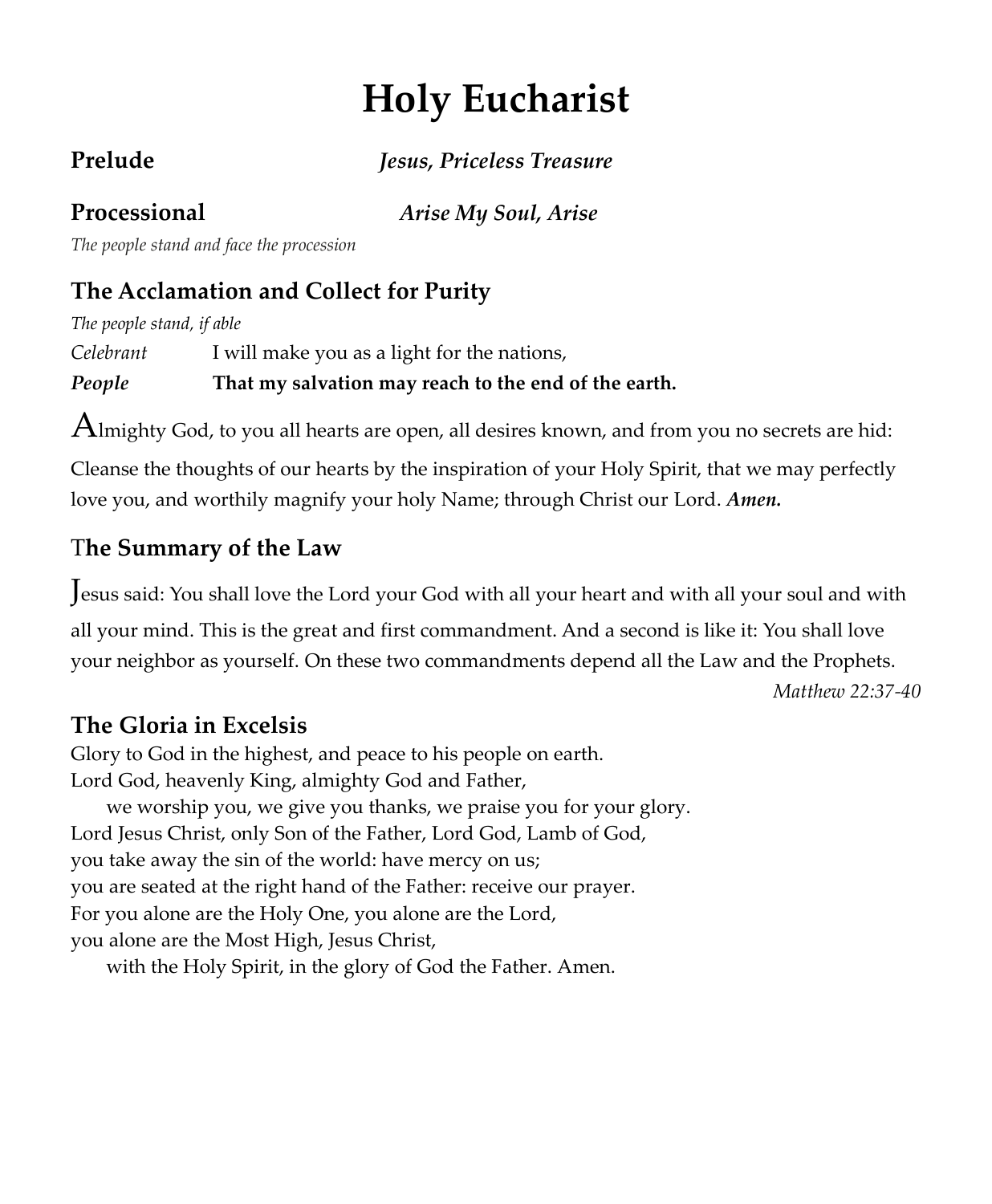# Holy Eucharist

**Prelude** ***Jesus, Priceless Treasure***

**Processional** ***Arise My Soul, Arise***

*The people stand and face the procession*

## The Acclamation and Collect for Purity

*The people stand, if able*

*Celebrant* I will make you as a light for the nations,

***People*** **That my salvation may reach to the end of the earth.**

Almighty God, to you all hearts are open, all desires known, and from you no secrets are hid: Cleanse the thoughts of our hearts by the inspiration of your Holy Spirit, that we may perfectly love you, and worthily magnify your holy Name; through Christ our Lord. ***Amen.***

## The Summary of the Law

Jesus said: You shall love the Lord your God with all your heart and with all your soul and with all your mind. This is the great and first commandment. And a second is like it: You shall love your neighbor as yourself. On these two commandments depend all the Law and the Prophets.

*Matthew 22:37-40*

## The Gloria in Excelsis

Glory to God in the highest, and peace to his people on earth.
Lord God, heavenly King, almighty God and Father,
 we worship you, we give you thanks, we praise you for your glory.
Lord Jesus Christ, only Son of the Father, Lord God, Lamb of God,
you take away the sin of the world: have mercy on us;
you are seated at the right hand of the Father: receive our prayer.
For you alone are the Holy One, you alone are the Lord,
you alone are the Most High, Jesus Christ,
 with the Holy Spirit, in the glory of God the Father. Amen.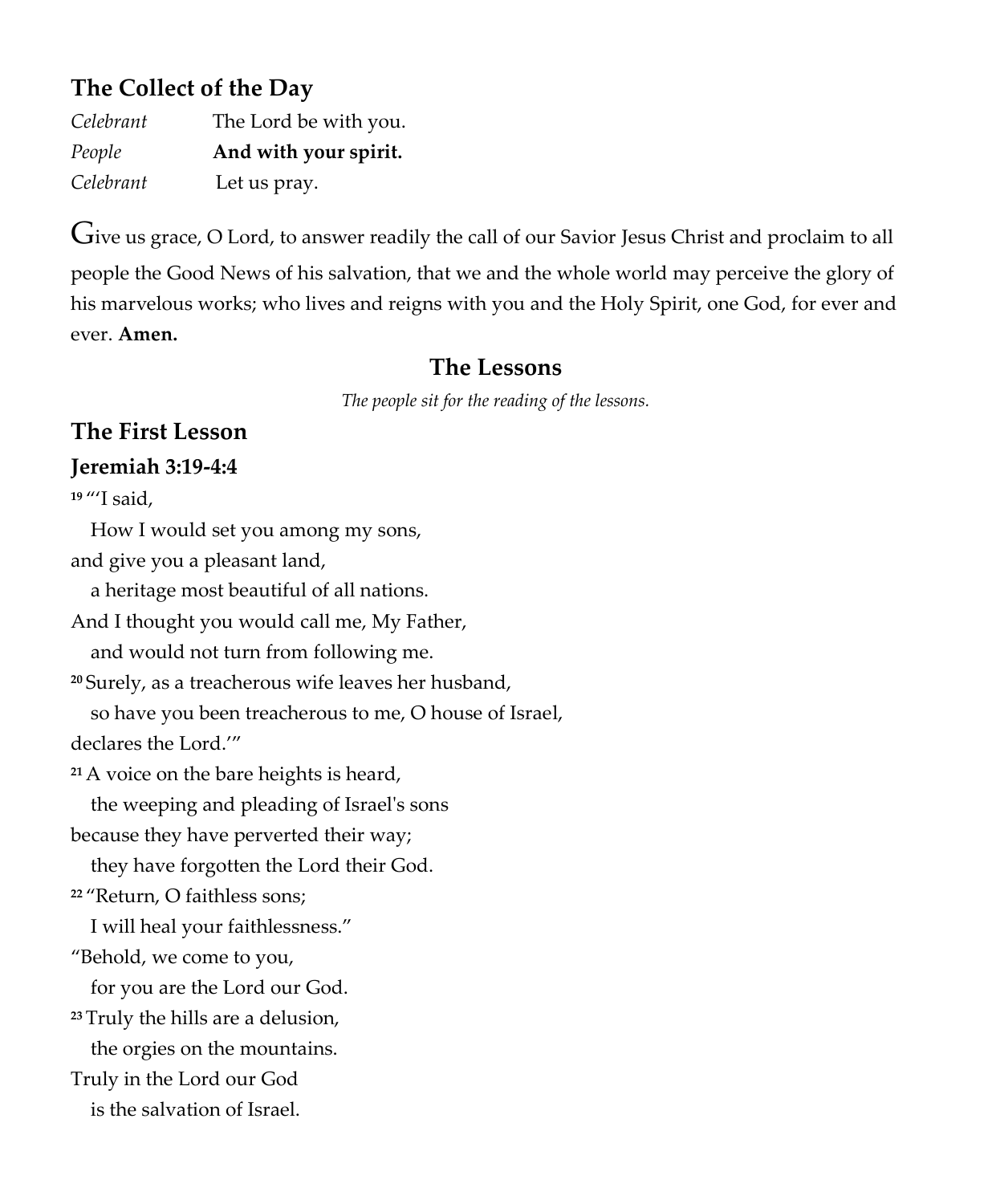## The Collect of the Day

*Celebrant* The Lord be with you.
*People* **And with your spirit.**
*Celebrant* Let us pray.

Give us grace, O Lord, to answer readily the call of our Savior Jesus Christ and proclaim to all people the Good News of his salvation, that we and the whole world may perceive the glory of his marvelous works; who lives and reigns with you and the Holy Spirit, one God, for ever and ever. **Amen.**

## The Lessons

*The people sit for the reading of the lessons.*

## The First Lesson

### Jeremiah 3:19-4:4

**19** "'I said,
How I would set you among my sons,
and give you a pleasant land,
a heritage most beautiful of all nations.
And I thought you would call me, My Father,
and would not turn from following me.
**20** Surely, as a treacherous wife leaves her husband,
so have you been treacherous to me, O house of Israel,
declares the Lord.'"
**21** A voice on the bare heights is heard,
the weeping and pleading of Israel's sons
because they have perverted their way;
they have forgotten the Lord their God.
**22** "Return, O faithless sons;
I will heal your faithlessness."
"Behold, we come to you,
for you are the Lord our God.
**23** Truly the hills are a delusion,
the orgies on the mountains.
Truly in the Lord our God
is the salvation of Israel.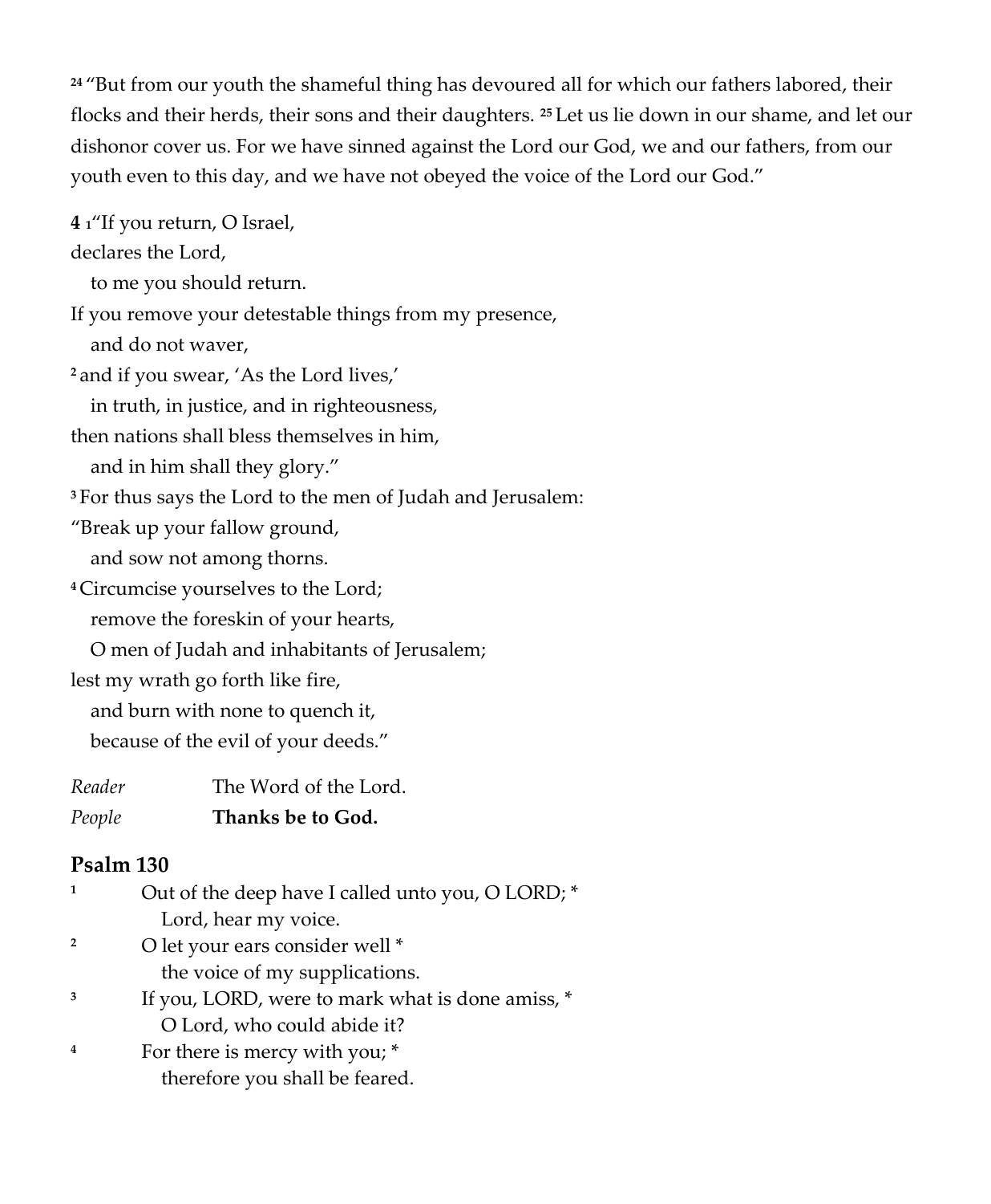[24] "But from our youth the shameful thing has devoured all for which our fathers labored, their flocks and their herds, their sons and their daughters. [25] Let us lie down in our shame, and let our dishonor cover us. For we have sinned against the Lord our God, we and our fathers, from our youth even to this day, and we have not obeyed the voice of the Lord our God."

**4** [1]"If you return, O Israel,
declares the Lord,
   to me you should return.
If you remove your detestable things from my presence,
   and do not waver,
[2] and if you swear, 'As the Lord lives,'
   in truth, in justice, and in righteousness,
then nations shall bless themselves in him,
   and in him shall they glory."
[3] For thus says the Lord to the men of Judah and Jerusalem:
"Break up your fallow ground,
   and sow not among thorns.
[4] Circumcise yourselves to the Lord;
   remove the foreskin of your hearts,
   O men of Judah and inhabitants of Jerusalem;
lest my wrath go forth like fire,
   and burn with none to quench it,
   because of the evil of your deeds."

*Reader* The Word of the Lord.
*People* **Thanks be to God.**

## Psalm 130

1 Out of the deep have I called unto you, O LORD; *
   Lord, hear my voice.
2 O let your ears consider well *
   the voice of my supplications.
3 If you, LORD, were to mark what is done amiss, *
   O Lord, who could abide it?
4 For there is mercy with you; *
   therefore you shall be feared.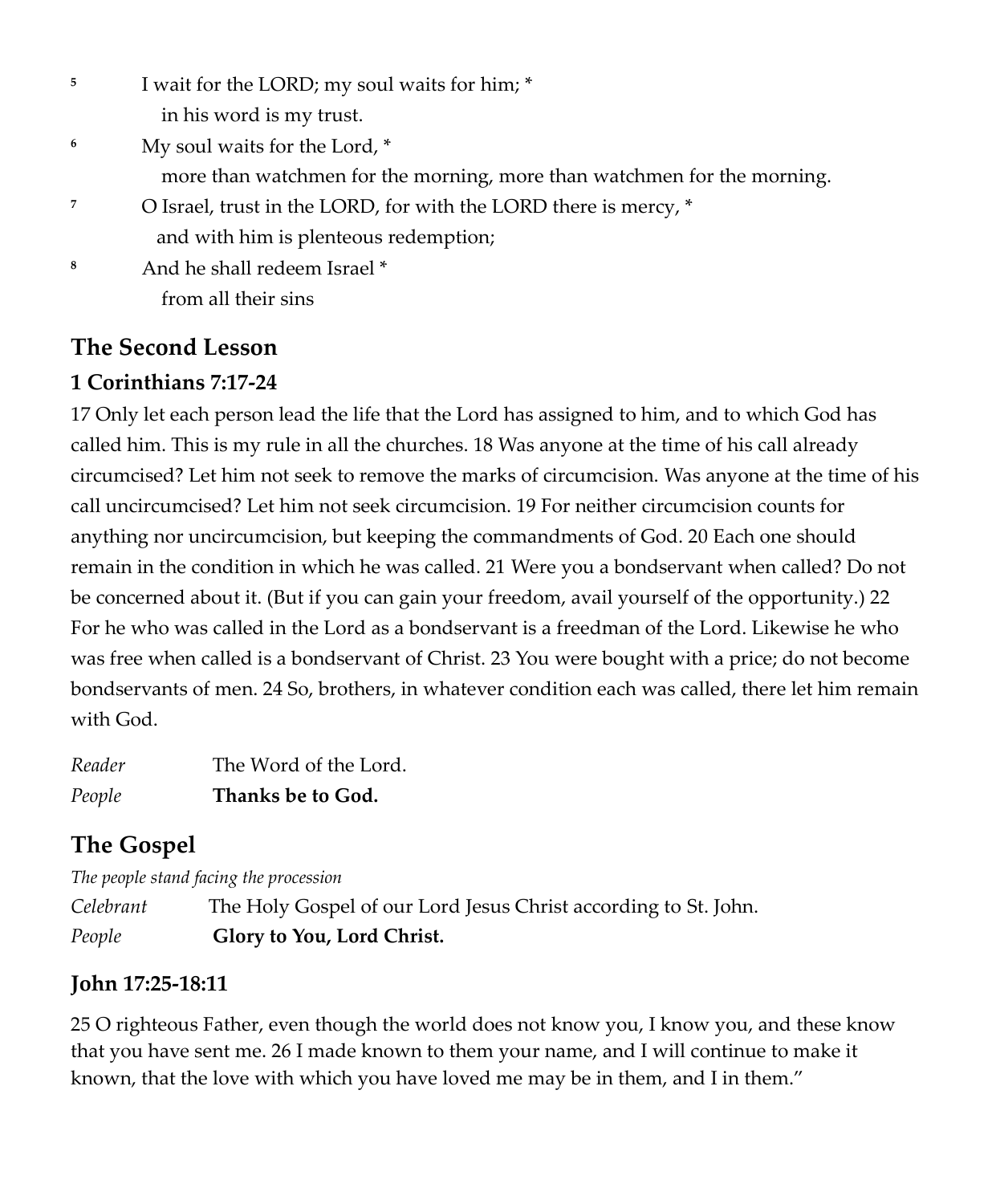[5] I wait for the LORD; my soul waits for him; *
in his word is my trust.

[6] My soul waits for the Lord, *
more than watchmen for the morning, more than watchmen for the morning.

[7] O Israel, trust in the LORD, for with the LORD there is mercy, *
and with him is plenteous redemption;

[8] And he shall redeem Israel *
from all their sins

## The Second Lesson

### 1 Corinthians 7:17-24

17 Only let each person lead the life that the Lord has assigned to him, and to which God has called him. This is my rule in all the churches. 18 Was anyone at the time of his call already circumcised? Let him not seek to remove the marks of circumcision. Was anyone at the time of his call uncircumcised? Let him not seek circumcision. 19 For neither circumcision counts for anything nor uncircumcision, but keeping the commandments of God. 20 Each one should remain in the condition in which he was called. 21 Were you a bondservant when called? Do not be concerned about it. (But if you can gain your freedom, avail yourself of the opportunity.) 22 For he who was called in the Lord as a bondservant is a freedman of the Lord. Likewise he who was free when called is a bondservant of Christ. 23 You were bought with a price; do not become bondservants of men. 24 So, brothers, in whatever condition each was called, there let him remain with God.

*Reader* The Word of the Lord.
*People* **Thanks be to God.**

## The Gospel

*The people stand facing the procession*

*Celebrant* The Holy Gospel of our Lord Jesus Christ according to St. John.
*People* **Glory to You, Lord Christ.**

### John 17:25-18:11

25 O righteous Father, even though the world does not know you, I know you, and these know that you have sent me. 26 I made known to them your name, and I will continue to make it known, that the love with which you have loved me may be in them, and I in them."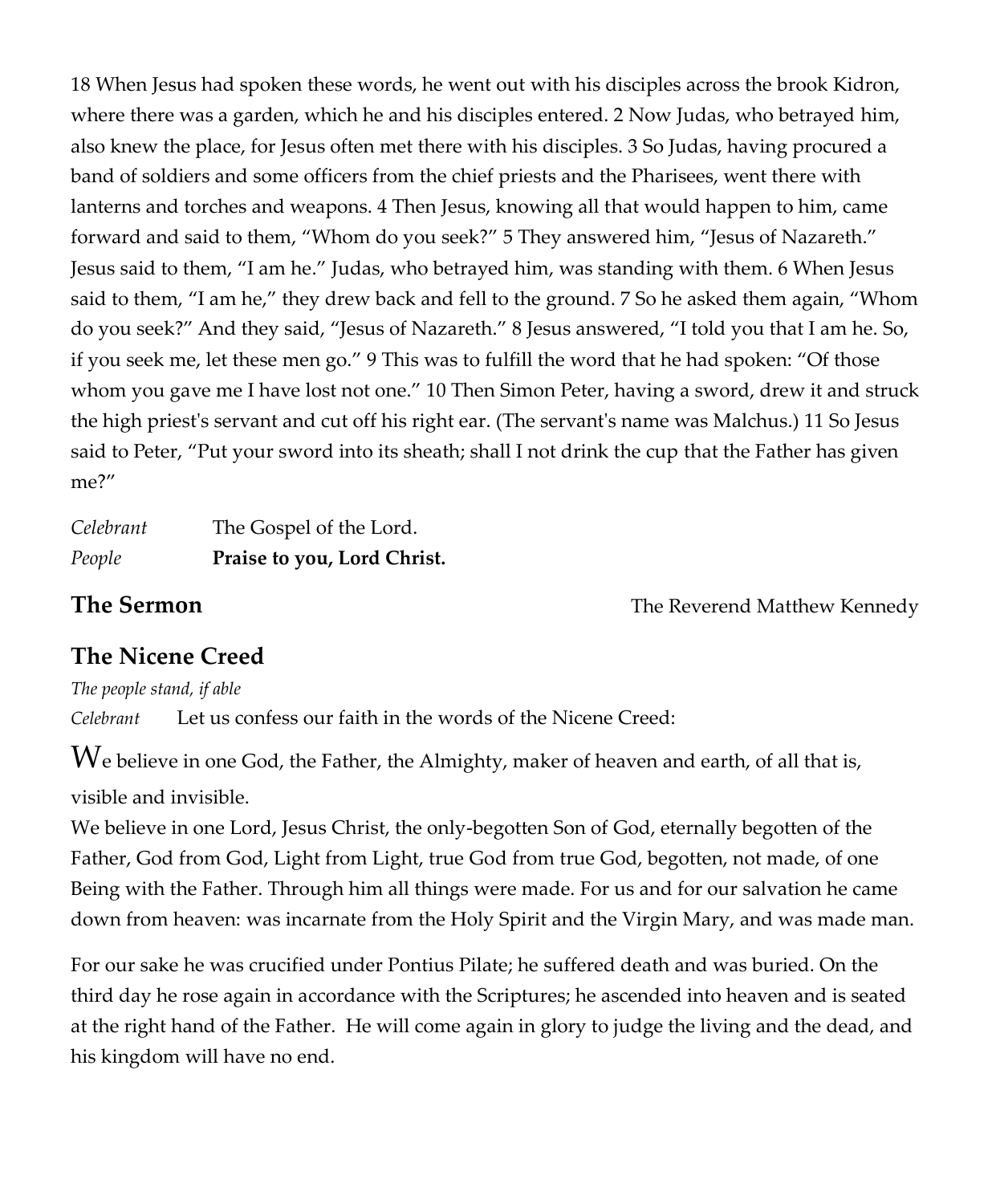18 When Jesus had spoken these words, he went out with his disciples across the brook Kidron, where there was a garden, which he and his disciples entered. 2 Now Judas, who betrayed him, also knew the place, for Jesus often met there with his disciples. 3 So Judas, having procured a band of soldiers and some officers from the chief priests and the Pharisees, went there with lanterns and torches and weapons. 4 Then Jesus, knowing all that would happen to him, came forward and said to them, "Whom do you seek?" 5 They answered him, "Jesus of Nazareth." Jesus said to them, "I am he." Judas, who betrayed him, was standing with them. 6 When Jesus said to them, "I am he," they drew back and fell to the ground. 7 So he asked them again, "Whom do you seek?" And they said, "Jesus of Nazareth." 8 Jesus answered, "I told you that I am he. So, if you seek me, let these men go." 9 This was to fulfill the word that he had spoken: "Of those whom you gave me I have lost not one." 10 Then Simon Peter, having a sword, drew it and struck the high priest's servant and cut off his right ear. (The servant's name was Malchus.) 11 So Jesus said to Peter, "Put your sword into its sheath; shall I not drink the cup that the Father has given me?"

*Celebrant* The Gospel of the Lord.
*People* **Praise to you, Lord Christ.**

## The Sermon

The Reverend Matthew Kennedy

## The Nicene Creed

*The people stand, if able*

*Celebrant* Let us confess our faith in the words of the Nicene Creed:

We believe in one God, the Father, the Almighty, maker of heaven and earth, of all that is, visible and invisible.
We believe in one Lord, Jesus Christ, the only-begotten Son of God, eternally begotten of the Father, God from God, Light from Light, true God from true God, begotten, not made, of one Being with the Father. Through him all things were made. For us and for our salvation he came down from heaven: was incarnate from the Holy Spirit and the Virgin Mary, and was made man.

For our sake he was crucified under Pontius Pilate; he suffered death and was buried. On the third day he rose again in accordance with the Scriptures; he ascended into heaven and is seated at the right hand of the Father. He will come again in glory to judge the living and the dead, and his kingdom will have no end.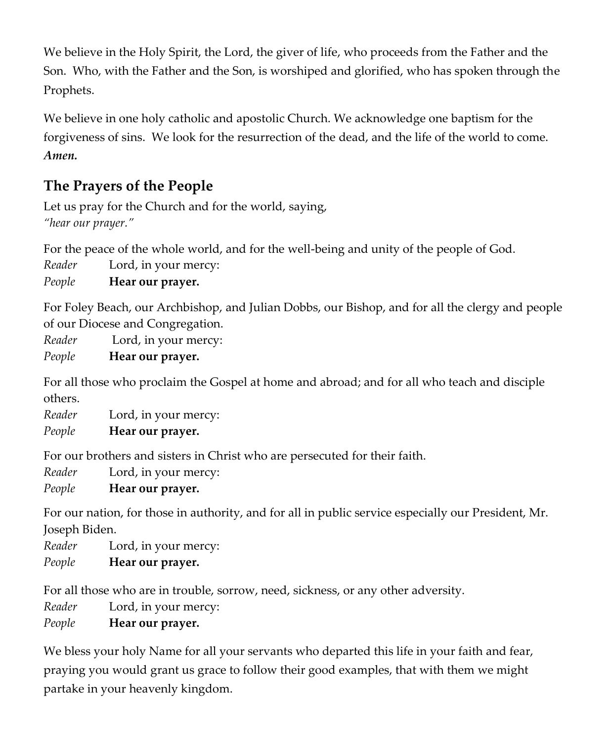We believe in the Holy Spirit, the Lord, the giver of life, who proceeds from the Father and the Son. Who, with the Father and the Son, is worshiped and glorified, who has spoken through the Prophets.

We believe in one holy catholic and apostolic Church. We acknowledge one baptism for the forgiveness of sins. We look for the resurrection of the dead, and the life of the world to come. ***Amen.***

## The Prayers of the People

Let us pray for the Church and for the world, saying,
*"hear our prayer."*

For the peace of the whole world, and for the well-being and unity of the people of God.
*Reader* Lord, in your mercy:
*People* **Hear our prayer.**

For Foley Beach, our Archbishop, and Julian Dobbs, our Bishop, and for all the clergy and people of our Diocese and Congregation.
*Reader* Lord, in your mercy:
*People* **Hear our prayer.**

For all those who proclaim the Gospel at home and abroad; and for all who teach and disciple others.
*Reader* Lord, in your mercy:
*People* **Hear our prayer.**

For our brothers and sisters in Christ who are persecuted for their faith.
*Reader* Lord, in your mercy:
*People* **Hear our prayer.**

For our nation, for those in authority, and for all in public service especially our President, Mr. Joseph Biden.
*Reader* Lord, in your mercy:
*People* **Hear our prayer.**

For all those who are in trouble, sorrow, need, sickness, or any other adversity.
*Reader* Lord, in your mercy:
*People* **Hear our prayer.**

We bless your holy Name for all your servants who departed this life in your faith and fear, praying you would grant us grace to follow their good examples, that with them we might partake in your heavenly kingdom.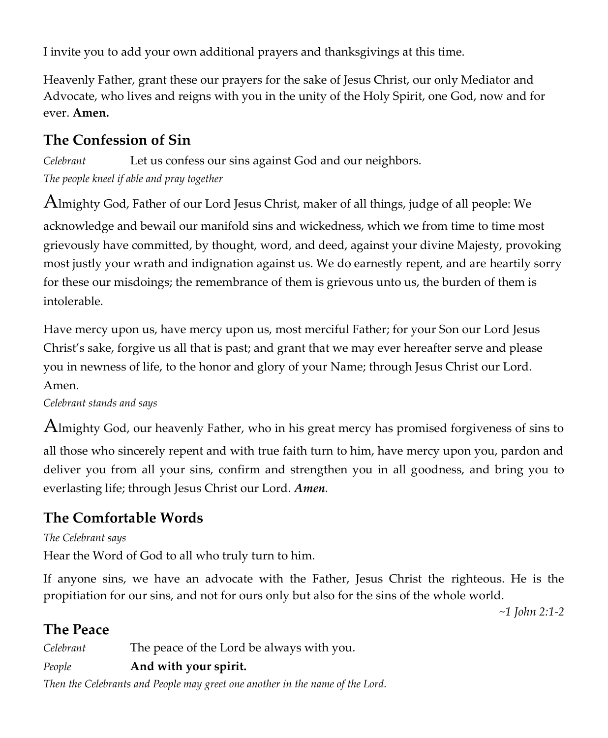I invite you to add your own additional prayers and thanksgivings at this time.

Heavenly Father, grant these our prayers for the sake of Jesus Christ, our only Mediator and Advocate, who lives and reigns with you in the unity of the Holy Spirit, one God, now and for ever. **Amen.**

## The Confession of Sin

*Celebrant* Let us confess our sins against God and our neighbors.

*The people kneel if able and pray together*

Almighty God, Father of our Lord Jesus Christ, maker of all things, judge of all people: We acknowledge and bewail our manifold sins and wickedness, which we from time to time most grievously have committed, by thought, word, and deed, against your divine Majesty, provoking most justly your wrath and indignation against us. We do earnestly repent, and are heartily sorry for these our misdoings; the remembrance of them is grievous unto us, the burden of them is intolerable.

Have mercy upon us, have mercy upon us, most merciful Father; for your Son our Lord Jesus Christ's sake, forgive us all that is past; and grant that we may ever hereafter serve and please you in newness of life, to the honor and glory of your Name; through Jesus Christ our Lord. Amen.

*Celebrant stands and says*

Almighty God, our heavenly Father, who in his great mercy has promised forgiveness of sins to all those who sincerely repent and with true faith turn to him, have mercy upon you, pardon and deliver you from all your sins, confirm and strengthen you in all goodness, and bring you to everlasting life; through Jesus Christ our Lord. ***Amen.***

## The Comfortable Words

*The Celebrant says*

Hear the Word of God to all who truly turn to him.

If anyone sins, we have an advocate with the Father, Jesus Christ the righteous. He is the propitiation for our sins, and not for ours only but also for the sins of the whole world.

*~1 John 2:1-2*

## The Peace

*Celebrant* The peace of the Lord be always with you.

*People* **And with your spirit.**

*Then the Celebrants and People may greet one another in the name of the Lord.*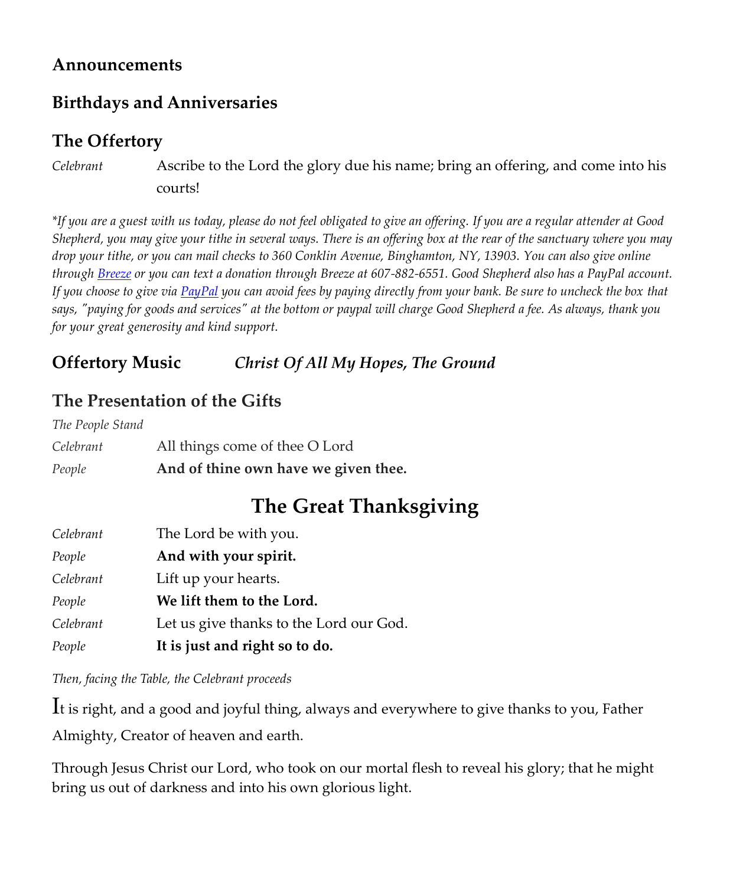## Announcements

## Birthdays and Anniversaries

## The Offertory

*Celebrant* Ascribe to the Lord the glory due his name; bring an offering, and come into his courts!

**If you are a guest with us today, please do not feel obligated to give an offering. If you are a regular attender at Good Shepherd, you may give your tithe in several ways. There is an offering box at the rear of the sanctuary where you may drop your tithe, or you can mail checks to 360 Conklin Avenue, Binghamton, NY, 13903. You can also give online through Breeze or you can text a donation through Breeze at 607-882-6551. Good Shepherd also has a PayPal account. If you choose to give via PayPal you can avoid fees by paying directly from your bank. Be sure to uncheck the box that says, "paying for goods and services" at the bottom or paypal will charge Good Shepherd a fee. As always, thank you for your great generosity and kind support.*

## Offertory Music *Christ Of All My Hopes, The Ground*

## The Presentation of the Gifts

*The People Stand*

*Celebrant* All things come of thee O Lord

*People* **And of thine own have we given thee.**

# The Great Thanksgiving

*Celebrant* The Lord be with you.

*People* **And with your spirit.**

*Celebrant* Lift up your hearts.

*People* **We lift them to the Lord.**

*Celebrant* Let us give thanks to the Lord our God.

*People* **It is just and right so to do.**

*Then, facing the Table, the Celebrant proceeds*

It is right, and a good and joyful thing, always and everywhere to give thanks to you, Father Almighty, Creator of heaven and earth.

Through Jesus Christ our Lord, who took on our mortal flesh to reveal his glory; that he might bring us out of darkness and into his own glorious light.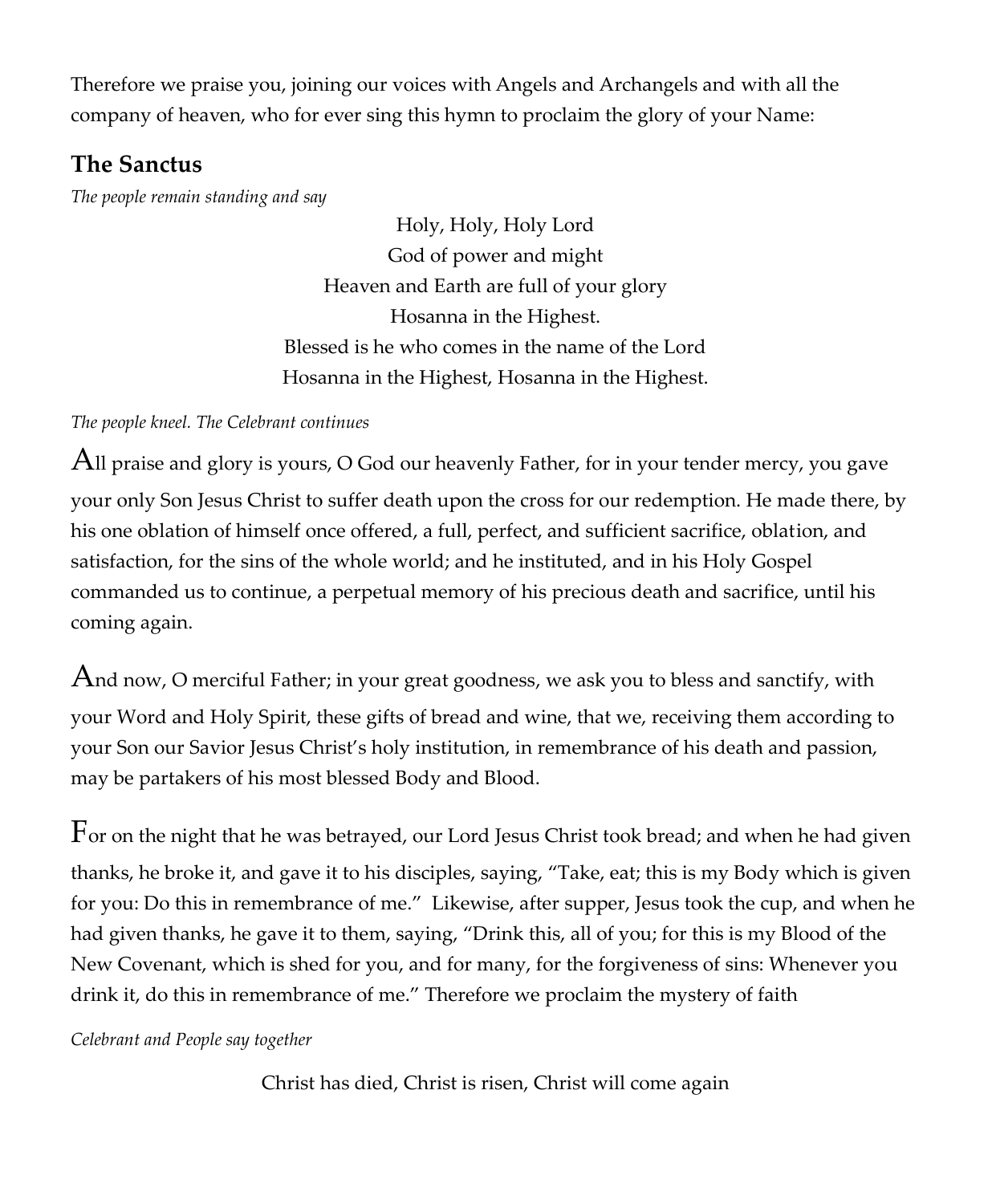Therefore we praise you, joining our voices with Angels and Archangels and with all the company of heaven, who for ever sing this hymn to proclaim the glory of your Name:

## The Sanctus

*The people remain standing and say*

Holy, Holy, Holy Lord
God of power and might
Heaven and Earth are full of your glory
Hosanna in the Highest.
Blessed is he who comes in the name of the Lord
Hosanna in the Highest, Hosanna in the Highest.

*The people kneel. The Celebrant continues*

All praise and glory is yours, O God our heavenly Father, for in your tender mercy, you gave your only Son Jesus Christ to suffer death upon the cross for our redemption. He made there, by his one oblation of himself once offered, a full, perfect, and sufficient sacrifice, oblation, and satisfaction, for the sins of the whole world; and he instituted, and in his Holy Gospel commanded us to continue, a perpetual memory of his precious death and sacrifice, until his coming again.

And now, O merciful Father; in your great goodness, we ask you to bless and sanctify, with your Word and Holy Spirit, these gifts of bread and wine, that we, receiving them according to your Son our Savior Jesus Christ's holy institution, in remembrance of his death and passion, may be partakers of his most blessed Body and Blood.

For on the night that he was betrayed, our Lord Jesus Christ took bread; and when he had given thanks, he broke it, and gave it to his disciples, saying, "Take, eat; this is my Body which is given for you: Do this in remembrance of me." Likewise, after supper, Jesus took the cup, and when he had given thanks, he gave it to them, saying, "Drink this, all of you; for this is my Blood of the New Covenant, which is shed for you, and for many, for the forgiveness of sins: Whenever you drink it, do this in remembrance of me." Therefore we proclaim the mystery of faith

*Celebrant and People say together*

Christ has died, Christ is risen, Christ will come again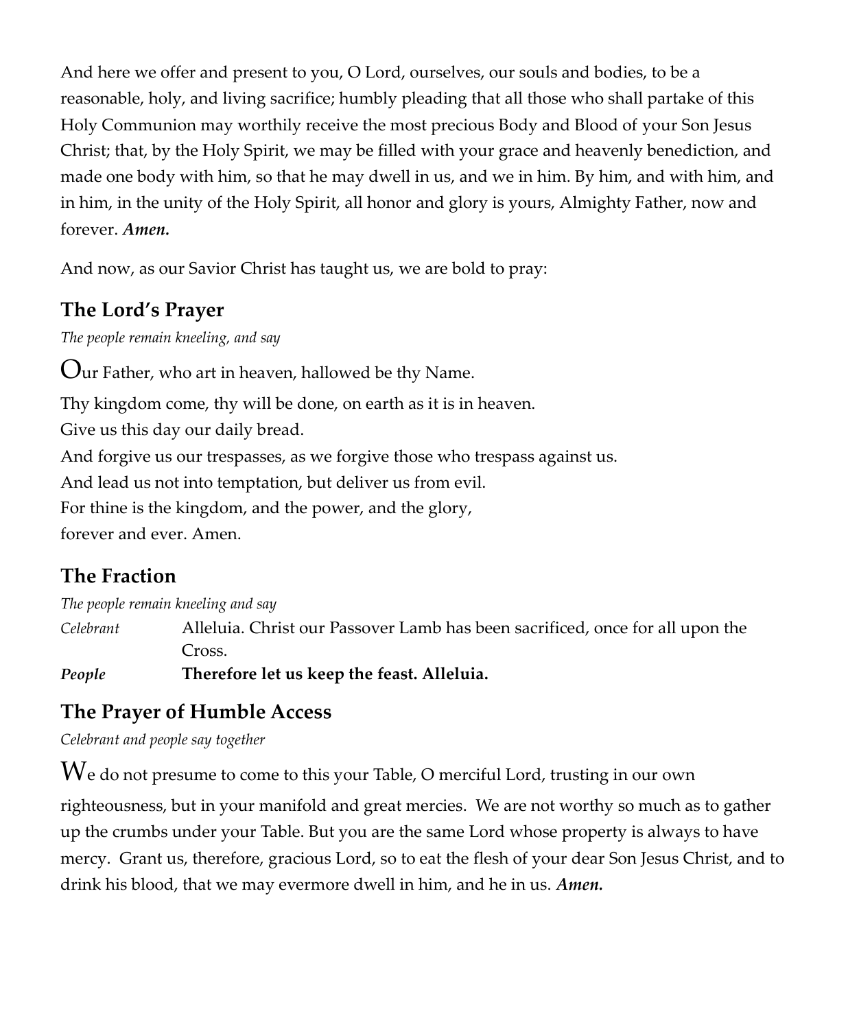And here we offer and present to you, O Lord, ourselves, our souls and bodies, to be a reasonable, holy, and living sacrifice; humbly pleading that all those who shall partake of this Holy Communion may worthily receive the most precious Body and Blood of your Son Jesus Christ; that, by the Holy Spirit, we may be filled with your grace and heavenly benediction, and made one body with him, so that he may dwell in us, and we in him. By him, and with him, and in him, in the unity of the Holy Spirit, all honor and glory is yours, Almighty Father, now and forever. ***Amen.***

And now, as our Savior Christ has taught us, we are bold to pray:

## The Lord's Prayer

*The people remain kneeling, and say*

Our Father, who art in heaven, hallowed be thy Name.
Thy kingdom come, thy will be done, on earth as it is in heaven.
Give us this day our daily bread.
And forgive us our trespasses, as we forgive those who trespass against us.
And lead us not into temptation, but deliver us from evil.
For thine is the kingdom, and the power, and the glory,
forever and ever. Amen.

## The Fraction

*The people remain kneeling and say*

*Celebrant* Alleluia. Christ our Passover Lamb has been sacrificed, once for all upon the Cross.

***People*** **Therefore let us keep the feast. Alleluia.**

## The Prayer of Humble Access

*Celebrant and people say together*

We do not presume to come to this your Table, O merciful Lord, trusting in our own righteousness, but in your manifold and great mercies. We are not worthy so much as to gather up the crumbs under your Table. But you are the same Lord whose property is always to have mercy. Grant us, therefore, gracious Lord, so to eat the flesh of your dear Son Jesus Christ, and to drink his blood, that we may evermore dwell in him, and he in us. ***Amen.***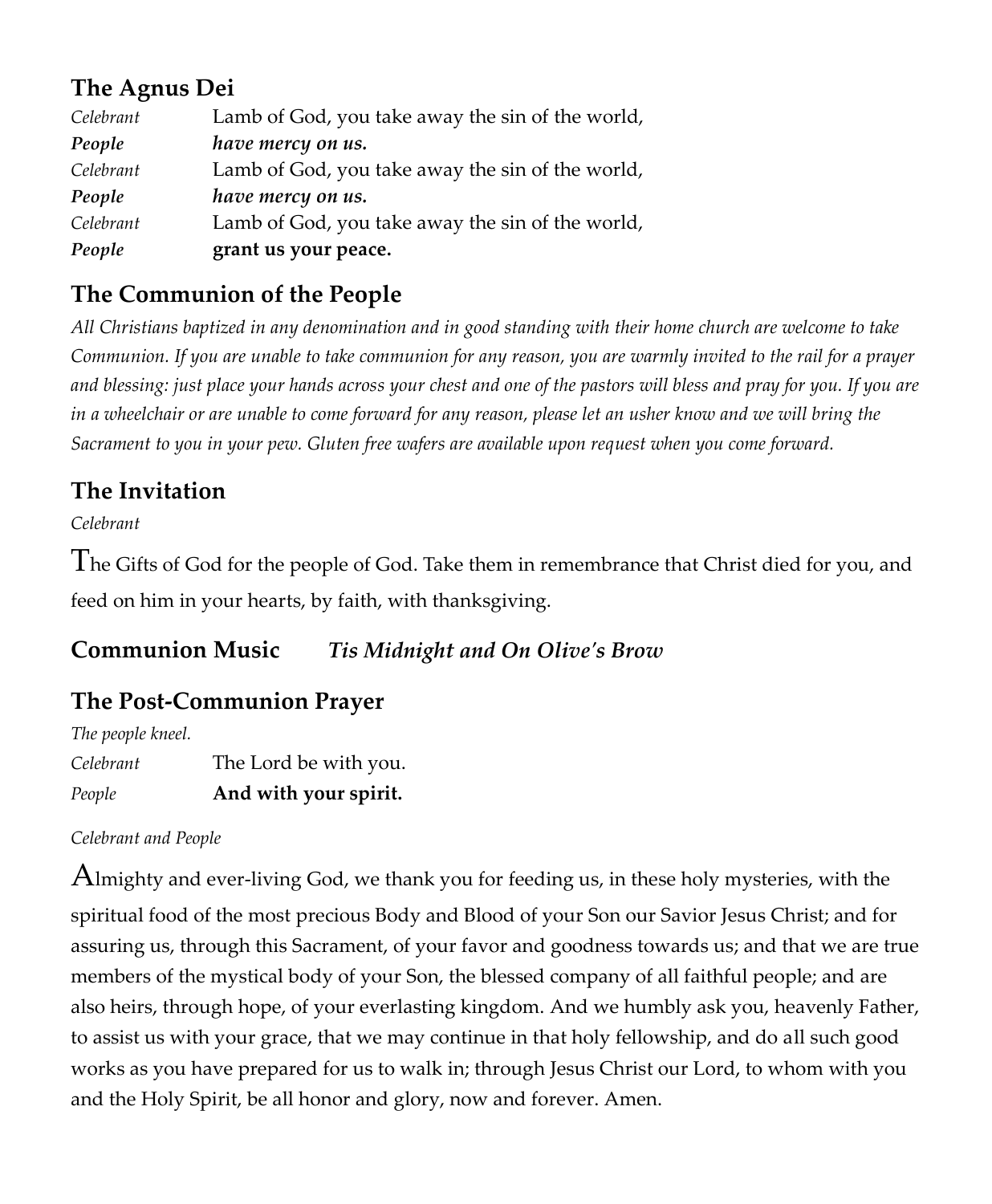## The Agnus Dei

*Celebrant* Lamb of God, you take away the sin of the world,
***People*** ***have mercy on us.***
*Celebrant* Lamb of God, you take away the sin of the world,
***People*** ***have mercy on us.***
*Celebrant* Lamb of God, you take away the sin of the world,
***People*** **grant us your peace.**

## The Communion of the People

*All Christians baptized in any denomination and in good standing with their home church are welcome to take Communion. If you are unable to take communion for any reason, you are warmly invited to the rail for a prayer and blessing: just place your hands across your chest and one of the pastors will bless and pray for you. If you are in a wheelchair or are unable to come forward for any reason, please let an usher know and we will bring the Sacrament to you in your pew. Gluten free wafers are available upon request when you come forward.*

## The Invitation

*Celebrant*

The Gifts of God for the people of God. Take them in remembrance that Christ died for you, and feed on him in your hearts, by faith, with thanksgiving.

## Communion Music *Tis Midnight and On Olive's Brow*

## The Post-Communion Prayer

*The people kneel.*

*Celebrant* The Lord be with you.
*People* **And with your spirit.**

*Celebrant and People*

Almighty and ever-living God, we thank you for feeding us, in these holy mysteries, with the spiritual food of the most precious Body and Blood of your Son our Savior Jesus Christ; and for assuring us, through this Sacrament, of your favor and goodness towards us; and that we are true members of the mystical body of your Son, the blessed company of all faithful people; and are also heirs, through hope, of your everlasting kingdom. And we humbly ask you, heavenly Father, to assist us with your grace, that we may continue in that holy fellowship, and do all such good works as you have prepared for us to walk in; through Jesus Christ our Lord, to whom with you and the Holy Spirit, be all honor and glory, now and forever. Amen.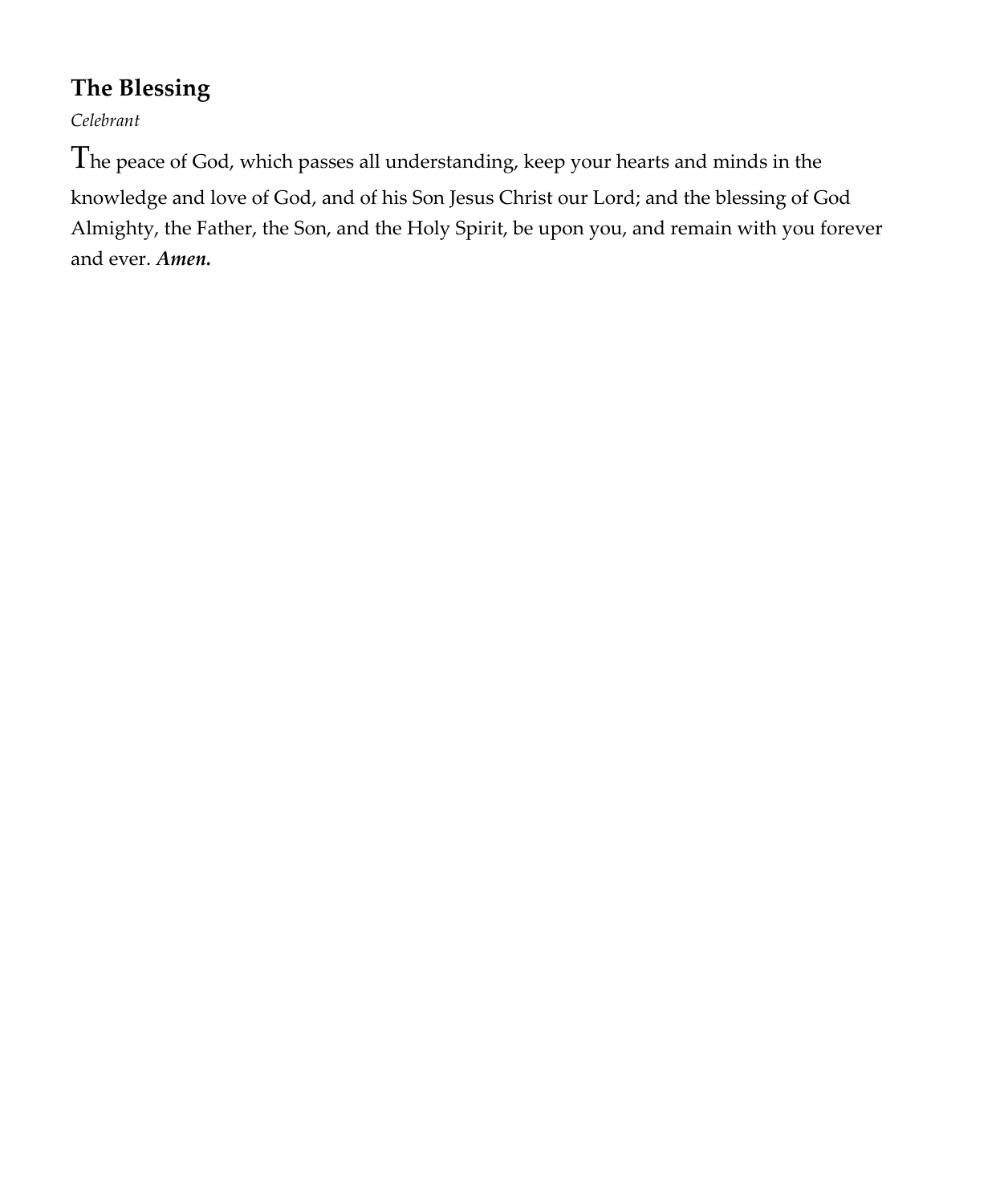## The Blessing

*Celebrant*

The peace of God, which passes all understanding, keep your hearts and minds in the knowledge and love of God, and of his Son Jesus Christ our Lord; and the blessing of God Almighty, the Father, the Son, and the Holy Spirit, be upon you, and remain with you forever and ever. ***Amen.***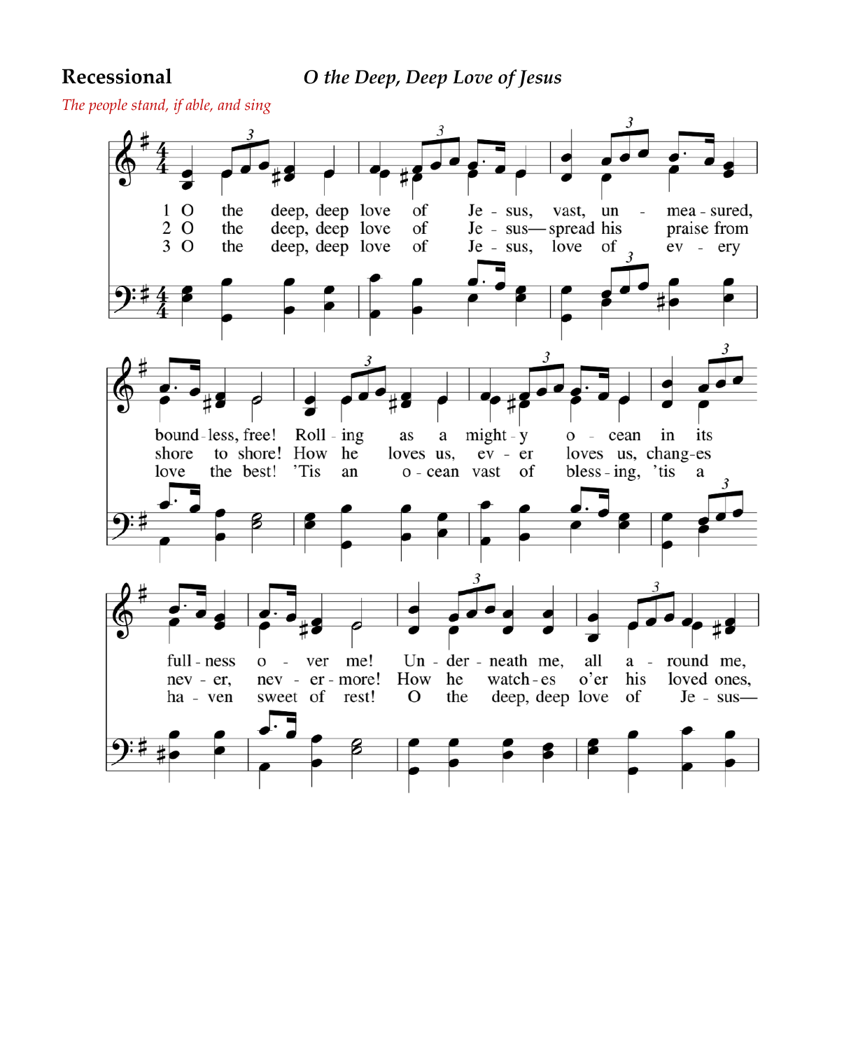**Recessional** *O the Deep, Deep Love of Jesus*

*The people stand, if able, and sing*

1 O the deep, deep love of Je - sus, vast, un - mea - sured, bound - less, free! Roll - ing as a might - y o - cean in its full - ness o - ver me! Un - der - neath me, all a - round me,

2 O the deep, deep love of Je - sus— spread his praise from shore to shore! How he loves us, ev - er loves us, chang - es nev - er, nev - er - more! How he watch - es o'er his loved ones,

3 O the deep, deep love of Je - sus, love of ev - ery love the best! 'Tis an o - cean vast of bless - ing, 'tis a ha - ven sweet of rest! O the deep, deep love of Je - sus—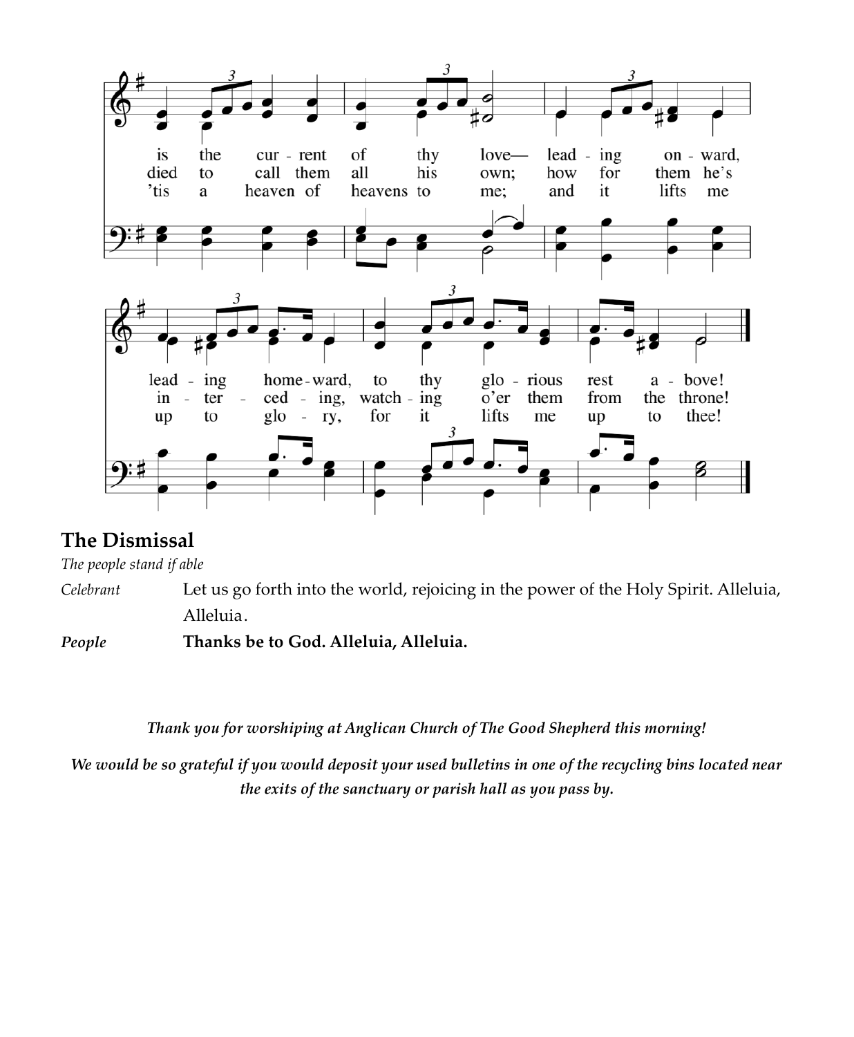is the cur - rent of thy love— lead - ing on - ward,
died to call them all his own; how for them he's
'tis a heaven of heavens to me; and it lifts me

lead - ing home - ward, to thy glo - rious rest a - bove!
in - ter - ced - ing, watch - ing o'er them from the throne!
up to glo - ry, for it lifts me up to thee!

## The Dismissal

*The people stand if able*

*Celebrant* Let us go forth into the world, rejoicing in the power of the Holy Spirit. Alleluia, Alleluia.

***People*** **Thanks be to God. Alleluia, Alleluia.**

***Thank you for worshiping at Anglican Church of The Good Shepherd this morning!***

***We would be so grateful if you would deposit your used bulletins in one of the recycling bins located near the exits of the sanctuary or parish hall as you pass by.***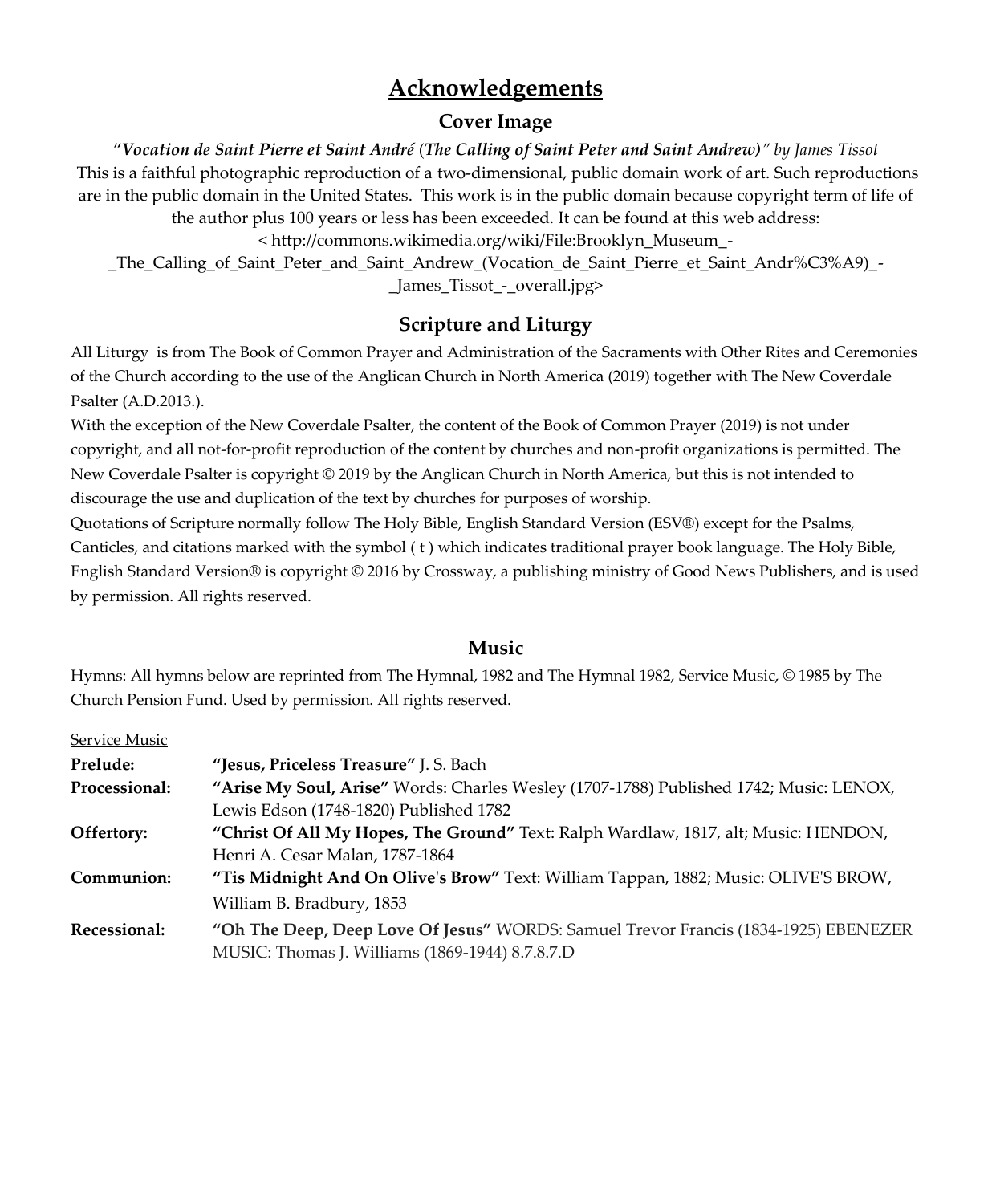# Acknowledgements

## Cover Image

"***Vocation de Saint Pierre et Saint André*** (***The Calling of Saint Peter and Saint Andrew)*** *" by James Tissot*

This is a faithful photographic reproduction of a two-dimensional, public domain work of art. Such reproductions are in the public domain in the United States. This work is in the public domain because copyright term of life of the author plus 100 years or less has been exceeded. It can be found at this web address:
< http://commons.wikimedia.org/wiki/File:Brooklyn_Museum_-_The_Calling_of_Saint_Peter_and_Saint_Andrew_(Vocation_de_Saint_Pierre_et_Saint_Andr%C3%A9)_-_James_Tissot_-_overall.jpg>

## Scripture and Liturgy

All Liturgy is from The Book of Common Prayer and Administration of the Sacraments with Other Rites and Ceremonies of the Church according to the use of the Anglican Church in North America (2019) together with The New Coverdale Psalter (A.D.2013.).

With the exception of the New Coverdale Psalter, the content of the Book of Common Prayer (2019) is not under copyright, and all not-for-profit reproduction of the content by churches and non-profit organizations is permitted. The New Coverdale Psalter is copyright © 2019 by the Anglican Church in North America, but this is not intended to discourage the use and duplication of the text by churches for purposes of worship.

Quotations of Scripture normally follow The Holy Bible, English Standard Version (ESV®) except for the Psalms, Canticles, and citations marked with the symbol ( t ) which indicates traditional prayer book language. The Holy Bible, English Standard Version® is copyright © 2016 by Crossway, a publishing ministry of Good News Publishers, and is used by permission. All rights reserved.

## Music

Hymns: All hymns below are reprinted from The Hymnal, 1982 and The Hymnal 1982, Service Music, © 1985 by The Church Pension Fund. Used by permission. All rights reserved.

Service Music

**Prelude:** **"Jesus, Priceless Treasure"** J. S. Bach

**Processional:** **"Arise My Soul, Arise"** Words: Charles Wesley (1707-1788) Published 1742; Music: LENOX, Lewis Edson (1748-1820) Published 1782

**Offertory:** **"Christ Of All My Hopes, The Ground"** Text: Ralph Wardlaw, 1817, alt; Music: HENDON, Henri A. Cesar Malan, 1787-1864

**Communion:** **"Tis Midnight And On Olive's Brow"** Text: William Tappan, 1882; Music: OLIVE'S BROW, William B. Bradbury, 1853

**Recessional:** **"Oh The Deep, Deep Love Of Jesus"** WORDS: Samuel Trevor Francis (1834-1925) EBENEZER MUSIC: Thomas J. Williams (1869-1944) 8.7.8.7.D